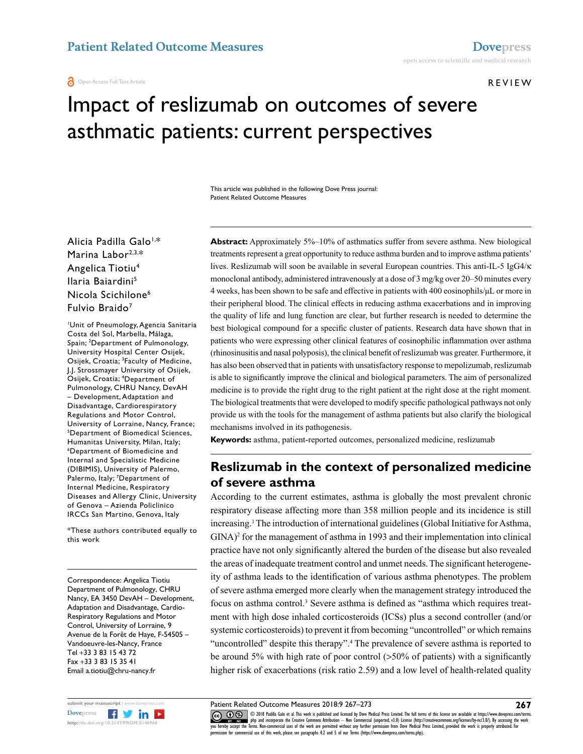REVIEW

# Impact of reslizumab on outcomes of severe asthmatic patients: current perspectives

This article was published in the following Dove Press journal:
Patient Related Outcome Measures

Alicia Padilla Galo[1,*]
Marina Labor[2,3,*]
Angelica Tiotiu[4]
Ilaria Baiardini[5]
Nicola Scichilone[6]
Fulvio Braido[7]

[1]Unit of Pneumology, Agencia Sanitaria Costa del Sol, Marbella, Málaga, Spain; [2]Department of Pulmonology, University Hospital Center Osijek, Osijek, Croatia; [3]Faculty of Medicine, J.J. Strossmayer University of Osijek, Osijek, Croatia; [4]Department of Pulmonology, CHRU Nancy, DevAH – Development, Adaptation and Disadvantage, Cardiorespiratory Regulations and Motor Control, University of Lorraine, Nancy, France; [5]Department of Biomedical Sciences, Humanitas University, Milan, Italy; [6]Department of Biomedicine and Internal and Specialistic Medicine (DIBIMIS), University of Palermo, Palermo, Italy; [7]Department of Internal Medicine, Respiratory Diseases and Allergy Clinic, University of Genova – Azienda Policlinico IRCCs San Martino, Genova, Italy

*These authors contributed equally to this work

Correspondence: Angelica Tiotiu
Department of Pulmonology, CHRU Nancy, EA 3450 DevAH – Development, Adaptation and Disadvantage, Cardio-Respiratory Regulations and Motor Control, University of Lorraine, 9 Avenue de la Forêt de Haye, F-54505 – Vandoeuvre-les-Nancy, France
Tel +33 3 83 15 43 72
Fax +33 3 83 15 35 41
Email a.tiotiu@chru-nancy.fr

**Abstract:** Approximately 5%–10% of asthmatics suffer from severe asthma. New biological treatments represent a great opportunity to reduce asthma burden and to improve asthma patients' lives. Reslizumab will soon be available in several European countries. This anti-IL-5 IgG4/κ monoclonal antibody, administered intravenously at a dose of 3 mg/kg over 20–50 minutes every 4 weeks, has been shown to be safe and effective in patients with 400 eosinophils/μL or more in their peripheral blood. The clinical effects in reducing asthma exacerbations and in improving the quality of life and lung function are clear, but further research is needed to determine the best biological compound for a specific cluster of patients. Research data have shown that in patients who were expressing other clinical features of eosinophilic inflammation over asthma (rhinosinusitis and nasal polyposis), the clinical benefit of reslizumab was greater. Furthermore, it has also been observed that in patients with unsatisfactory response to mepolizumab, reslizumab is able to significantly improve the clinical and biological parameters. The aim of personalized medicine is to provide the right drug to the right patient at the right dose at the right moment. The biological treatments that were developed to modify specific pathological pathways not only provide us with the tools for the management of asthma patients but also clarify the biological mechanisms involved in its pathogenesis.

**Keywords:** asthma, patient-reported outcomes, personalized medicine, reslizumab

## Reslizumab in the context of personalized medicine of severe asthma

According to the current estimates, asthma is globally the most prevalent chronic respiratory disease affecting more than 358 million people and its incidence is still increasing.[1] The introduction of international guidelines (Global Initiative for Asthma, GINA)[2] for the management of asthma in 1993 and their implementation into clinical practice have not only significantly altered the burden of the disease but also revealed the areas of inadequate treatment control and unmet needs. The significant heterogeneity of asthma leads to the identification of various asthma phenotypes. The problem of severe asthma emerged more clearly when the management strategy introduced the focus on asthma control.[3] Severe asthma is defined as "asthma which requires treatment with high dose inhaled corticosteroids (ICSs) plus a second controller (and/or systemic corticosteroids) to prevent it from becoming "uncontrolled" or which remains "uncontrolled" despite this therapy".[4] The prevalence of severe asthma is reported to be around 5% with high rate of poor control (>50% of patients) with a significantly higher risk of exacerbations (risk ratio 2.59) and a low level of health-related quality

© 2018 Padilla Galo et al. This work is published and licensed by Dove Medical Press Limited. The full terms of this license are available at https://www.dovepress.com/terms.php and incorporate the Creative Commons Attribution – Non Commercial (unported, v3.0) License (http://creativecommons.org/licenses/by-nc/3.0/). By accessing the work you hereby accept the Terms. Non-commercial uses of the work are permitted without any further permission from Dove Medical Press Limited, provided the work is properly attributed. For permission for commercial use of this work, please see paragraphs 4.2 and 5 of our Terms (https://www.dovepress.com/terms.php).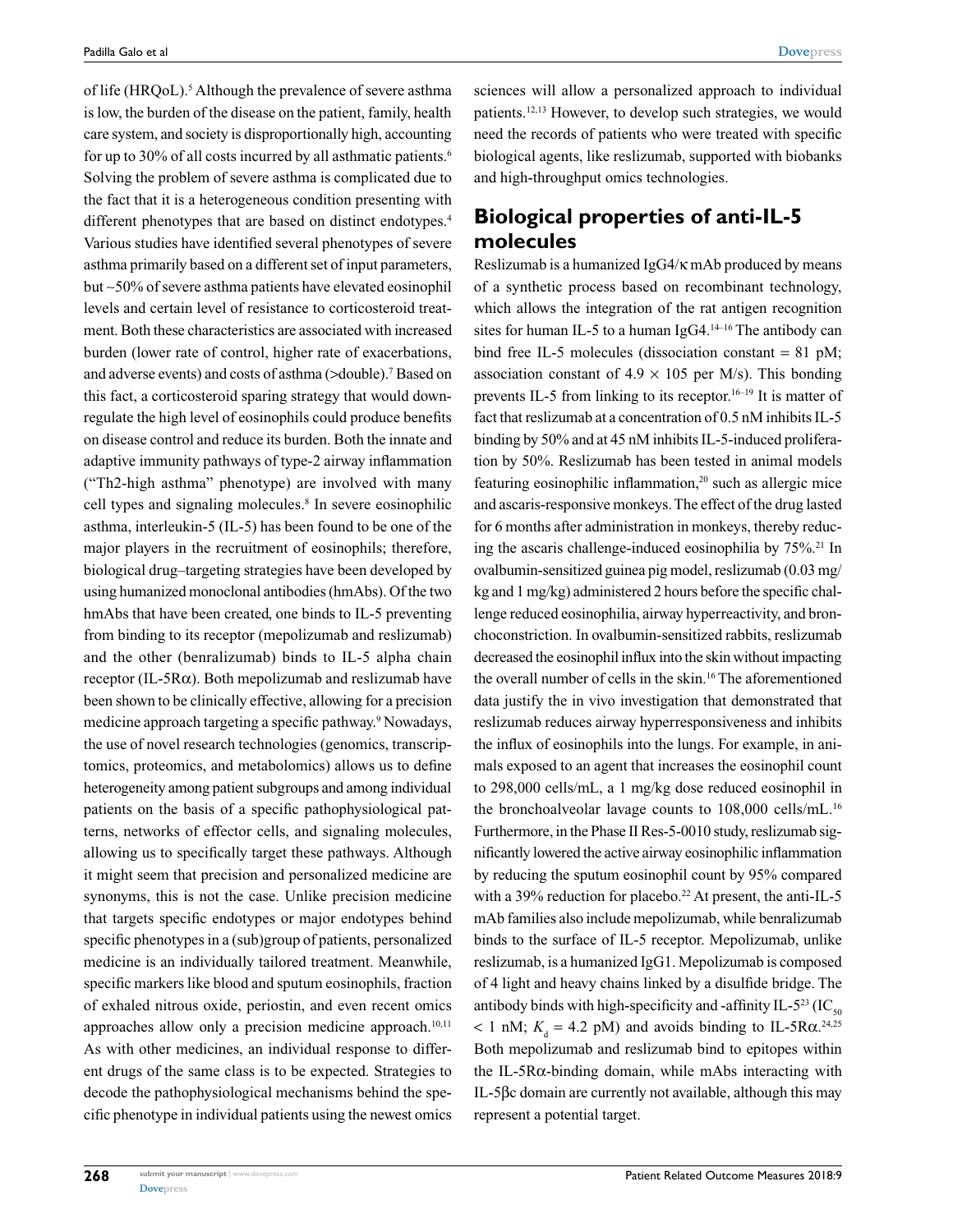of life (HRQoL).[5] Although the prevalence of severe asthma is low, the burden of the disease on the patient, family, health care system, and society is disproportionally high, accounting for up to 30% of all costs incurred by all asthmatic patients.[6] Solving the problem of severe asthma is complicated due to the fact that it is a heterogeneous condition presenting with different phenotypes that are based on distinct endotypes.[4] Various studies have identified several phenotypes of severe asthma primarily based on a different set of input parameters, but ~50% of severe asthma patients have elevated eosinophil levels and certain level of resistance to corticosteroid treatment. Both these characteristics are associated with increased burden (lower rate of control, higher rate of exacerbations, and adverse events) and costs of asthma (>double).[7] Based on this fact, a corticosteroid sparing strategy that would downregulate the high level of eosinophils could produce benefits on disease control and reduce its burden. Both the innate and adaptive immunity pathways of type-2 airway inflammation ("Th2-high asthma" phenotype) are involved with many cell types and signaling molecules.[8] In severe eosinophilic asthma, interleukin-5 (IL-5) has been found to be one of the major players in the recruitment of eosinophils; therefore, biological drug–targeting strategies have been developed by using humanized monoclonal antibodies (hmAbs). Of the two hmAbs that have been created, one binds to IL-5 preventing from binding to its receptor (mepolizumab and reslizumab) and the other (benralizumab) binds to IL-5 alpha chain receptor (IL-5Rα). Both mepolizumab and reslizumab have been shown to be clinically effective, allowing for a precision medicine approach targeting a specific pathway.[9] Nowadays, the use of novel research technologies (genomics, transcriptomics, proteomics, and metabolomics) allows us to define heterogeneity among patient subgroups and among individual patients on the basis of a specific pathophysiological patterns, networks of effector cells, and signaling molecules, allowing us to specifically target these pathways. Although it might seem that precision and personalized medicine are synonyms, this is not the case. Unlike precision medicine that targets specific endotypes or major endotypes behind specific phenotypes in a (sub)group of patients, personalized medicine is an individually tailored treatment. Meanwhile, specific markers like blood and sputum eosinophils, fraction of exhaled nitrous oxide, periostin, and even recent omics approaches allow only a precision medicine approach.[10,11] As with other medicines, an individual response to different drugs of the same class is to be expected. Strategies to decode the pathophysiological mechanisms behind the specific phenotype in individual patients using the newest omics sciences will allow a personalized approach to individual patients.[12,13] However, to develop such strategies, we would need the records of patients who were treated with specific biological agents, like reslizumab, supported with biobanks and high-throughput omics technologies.

## Biological properties of anti-IL-5 molecules

Reslizumab is a humanized IgG4/κ mAb produced by means of a synthetic process based on recombinant technology, which allows the integration of the rat antigen recognition sites for human IL-5 to a human IgG4.[14–16] The antibody can bind free IL-5 molecules (dissociation constant = 81 pM; association constant of $4.9 \times 105$ per M/s). This bonding prevents IL-5 from linking to its receptor.[16–19] It is matter of fact that reslizumab at a concentration of 0.5 nM inhibits IL-5 binding by 50% and at 45 nM inhibits IL-5-induced proliferation by 50%. Reslizumab has been tested in animal models featuring eosinophilic inflammation,[20] such as allergic mice and ascaris-responsive monkeys. The effect of the drug lasted for 6 months after administration in monkeys, thereby reducing the ascaris challenge-induced eosinophilia by 75%.[21] In ovalbumin-sensitized guinea pig model, reslizumab (0.03 mg/kg and 1 mg/kg) administered 2 hours before the specific challenge reduced eosinophilia, airway hyperreactivity, and bronchoconstriction. In ovalbumin-sensitized rabbits, reslizumab decreased the eosinophil influx into the skin without impacting the overall number of cells in the skin.[16] The aforementioned data justify the in vivo investigation that demonstrated that reslizumab reduces airway hyperresponsiveness and inhibits the influx of eosinophils into the lungs. For example, in animals exposed to an agent that increases the eosinophil count to 298,000 cells/mL, a 1 mg/kg dose reduced eosinophil in the bronchoalveolar lavage counts to 108,000 cells/mL.[16] Furthermore, in the Phase II Res-5-0010 study, reslizumab significantly lowered the active airway eosinophilic inflammation by reducing the sputum eosinophil count by 95% compared with a 39% reduction for placebo.[22] At present, the anti-IL-5 mAb families also include mepolizumab, while benralizumab binds to the surface of IL-5 receptor. Mepolizumab, unlike reslizumab, is a humanized IgG1. Mepolizumab is composed of 4 light and heavy chains linked by a disulfide bridge. The antibody binds with high-specificity and -affinity IL-5[23] ($IC_{50} < 1$ nM; $K_d = 4.2$ pM) and avoids binding to IL-5Rα.[24,25] Both mepolizumab and reslizumab bind to epitopes within the IL-5Rα-binding domain, while mAbs interacting with IL-5βc domain are currently not available, although this may represent a potential target.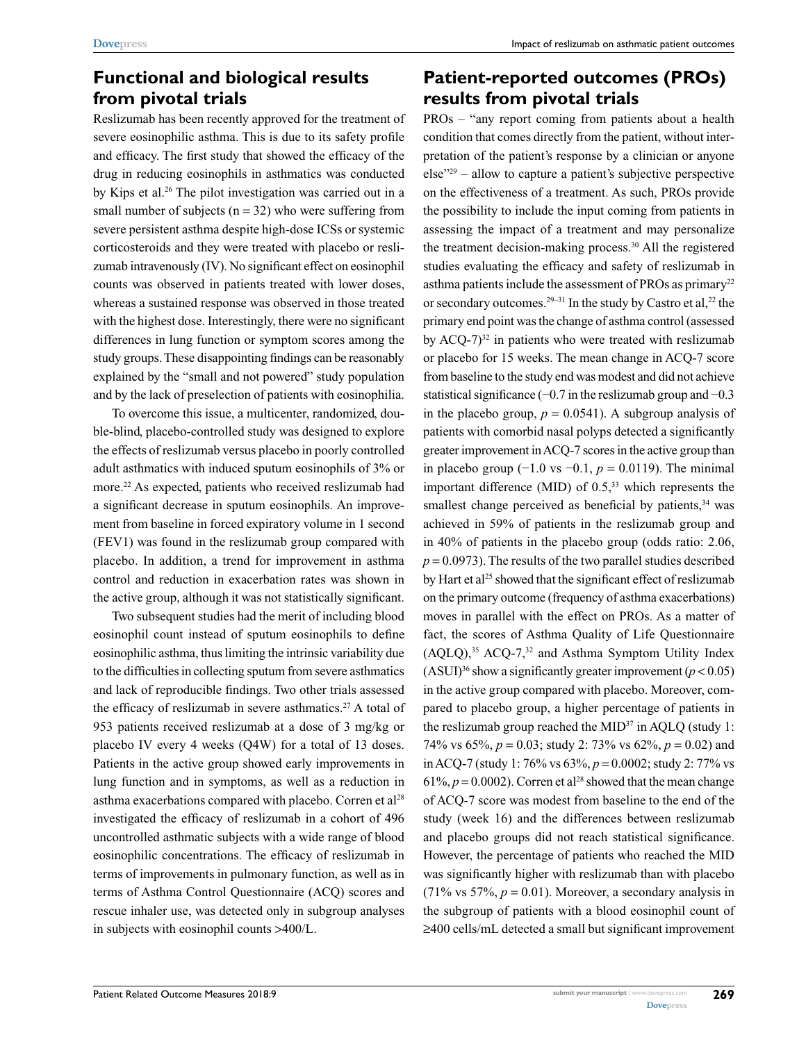## Functional and biological results from pivotal trials

Reslizumab has been recently approved for the treatment of severe eosinophilic asthma. This is due to its safety profile and efficacy. The first study that showed the efficacy of the drug in reducing eosinophils in asthmatics was conducted by Kips et al.[26] The pilot investigation was carried out in a small number of subjects (n = 32) who were suffering from severe persistent asthma despite high-dose ICSs or systemic corticosteroids and they were treated with placebo or reslizumab intravenously (IV). No significant effect on eosinophil counts was observed in patients treated with lower doses, whereas a sustained response was observed in those treated with the highest dose. Interestingly, there were no significant differences in lung function or symptom scores among the study groups. These disappointing findings can be reasonably explained by the "small and not powered" study population and by the lack of preselection of patients with eosinophilia.

To overcome this issue, a multicenter, randomized, double-blind, placebo-controlled study was designed to explore the effects of reslizumab versus placebo in poorly controlled adult asthmatics with induced sputum eosinophils of 3% or more.[22] As expected, patients who received reslizumab had a significant decrease in sputum eosinophils. An improvement from baseline in forced expiratory volume in 1 second (FEV1) was found in the reslizumab group compared with placebo. In addition, a trend for improvement in asthma control and reduction in exacerbation rates was shown in the active group, although it was not statistically significant.

Two subsequent studies had the merit of including blood eosinophil count instead of sputum eosinophils to define eosinophilic asthma, thus limiting the intrinsic variability due to the difficulties in collecting sputum from severe asthmatics and lack of reproducible findings. Two other trials assessed the efficacy of reslizumab in severe asthmatics.[27] A total of 953 patients received reslizumab at a dose of 3 mg/kg or placebo IV every 4 weeks (Q4W) for a total of 13 doses. Patients in the active group showed early improvements in lung function and in symptoms, as well as a reduction in asthma exacerbations compared with placebo. Corren et al[28] investigated the efficacy of reslizumab in a cohort of 496 uncontrolled asthmatic subjects with a wide range of blood eosinophilic concentrations. The efficacy of reslizumab in terms of improvements in pulmonary function, as well as in terms of Asthma Control Questionnaire (ACQ) scores and rescue inhaler use, was detected only in subgroup analyses in subjects with eosinophil counts >400/L.

## Patient-reported outcomes (PROs) results from pivotal trials

PROs – "any report coming from patients about a health condition that comes directly from the patient, without interpretation of the patient's response by a clinician or anyone else"[29] – allow to capture a patient's subjective perspective on the effectiveness of a treatment. As such, PROs provide the possibility to include the input coming from patients in assessing the impact of a treatment and may personalize the treatment decision-making process.[30] All the registered studies evaluating the efficacy and safety of reslizumab in asthma patients include the assessment of PROs as primary[22] or secondary outcomes.[29–31] In the study by Castro et al,[22] the primary end point was the change of asthma control (assessed by ACQ-7)[32] in patients who were treated with reslizumab or placebo for 15 weeks. The mean change in ACQ-7 score from baseline to the study end was modest and did not achieve statistical significance (−0.7 in the reslizumab group and −0.3 in the placebo group, $p = 0.0541$). A subgroup analysis of patients with comorbid nasal polyps detected a significantly greater improvement in ACQ-7 scores in the active group than in placebo group (−1.0 vs −0.1, $p = 0.0119$). The minimal important difference (MID) of 0.5,[33] which represents the smallest change perceived as beneficial by patients,[34] was achieved in 59% of patients in the reslizumab group and in 40% of patients in the placebo group (odds ratio: 2.06, $p = 0.0973$). The results of the two parallel studies described by Hart et al[25] showed that the significant effect of reslizumab on the primary outcome (frequency of asthma exacerbations) moves in parallel with the effect on PROs. As a matter of fact, the scores of Asthma Quality of Life Questionnaire (AQLQ),[35] ACQ-7,[32] and Asthma Symptom Utility Index (ASUI)[36] show a significantly greater improvement ($p < 0.05$) in the active group compared with placebo. Moreover, compared to placebo group, a higher percentage of patients in the reslizumab group reached the MID[37] in AQLQ (study 1: 74% vs 65%, $p = 0.03$; study 2: 73% vs 62%, $p = 0.02$) and in ACQ-7 (study 1: 76% vs 63%, $p = 0.0002$; study 2: 77% vs 61%, $p = 0.0002$). Corren et al[28] showed that the mean change of ACQ-7 score was modest from baseline to the end of the study (week 16) and the differences between reslizumab and placebo groups did not reach statistical significance. However, the percentage of patients who reached the MID was significantly higher with reslizumab than with placebo (71% vs 57%, $p = 0.01$). Moreover, a secondary analysis in the subgroup of patients with a blood eosinophil count of ≥400 cells/mL detected a small but significant improvement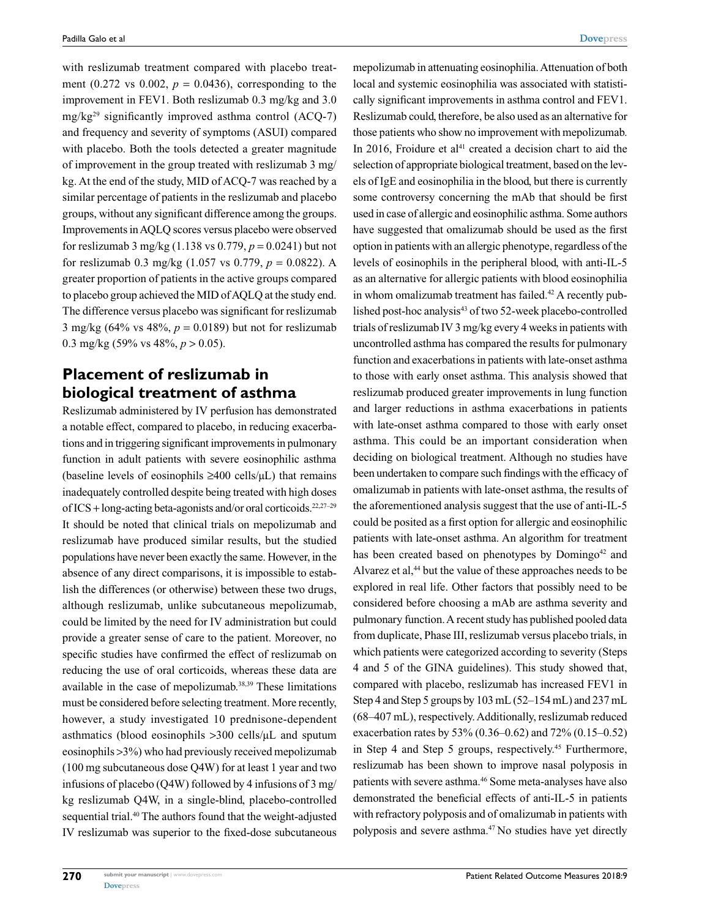with reslizumab treatment compared with placebo treatment (0.272 vs 0.002, $p = 0.0436$), corresponding to the improvement in FEV1. Both reslizumab 0.3 mg/kg and 3.0 mg/kg[29] significantly improved asthma control (ACQ-7) and frequency and severity of symptoms (ASUI) compared with placebo. Both the tools detected a greater magnitude of improvement in the group treated with reslizumab 3 mg/kg. At the end of the study, MID of ACQ-7 was reached by a similar percentage of patients in the reslizumab and placebo groups, without any significant difference among the groups. Improvements in AQLQ scores versus placebo were observed for reslizumab 3 mg/kg (1.138 vs 0.779, $p = 0.0241$) but not for reslizumab 0.3 mg/kg (1.057 vs 0.779, $p = 0.0822$). A greater proportion of patients in the active groups compared to placebo group achieved the MID of AQLQ at the study end. The difference versus placebo was significant for reslizumab 3 mg/kg (64% vs 48%, $p = 0.0189$) but not for reslizumab 0.3 mg/kg (59% vs 48%, $p > 0.05$).

## Placement of reslizumab in biological treatment of asthma

Reslizumab administered by IV perfusion has demonstrated a notable effect, compared to placebo, in reducing exacerbations and in triggering significant improvements in pulmonary function in adult patients with severe eosinophilic asthma (baseline levels of eosinophils ≥400 cells/μL) that remains inadequately controlled despite being treated with high doses of ICS + long-acting beta-agonists and/or oral corticoids.[22,27–29] It should be noted that clinical trials on mepolizumab and reslizumab have produced similar results, but the studied populations have never been exactly the same. However, in the absence of any direct comparisons, it is impossible to establish the differences (or otherwise) between these two drugs, although reslizumab, unlike subcutaneous mepolizumab, could be limited by the need for IV administration but could provide a greater sense of care to the patient. Moreover, no specific studies have confirmed the effect of reslizumab on reducing the use of oral corticoids, whereas these data are available in the case of mepolizumab.[38,39] These limitations must be considered before selecting treatment. More recently, however, a study investigated 10 prednisone-dependent asthmatics (blood eosinophils >300 cells/μL and sputum eosinophils >3%) who had previously received mepolizumab (100 mg subcutaneous dose Q4W) for at least 1 year and two infusions of placebo (Q4W) followed by 4 infusions of 3 mg/kg reslizumab Q4W, in a single-blind, placebo-controlled sequential trial.[40] The authors found that the weight-adjusted IV reslizumab was superior to the fixed-dose subcutaneous mepolizumab in attenuating eosinophilia. Attenuation of both local and systemic eosinophilia was associated with statistically significant improvements in asthma control and FEV1. Reslizumab could, therefore, be also used as an alternative for those patients who show no improvement with mepolizumab. In 2016, Froidure et al[41] created a decision chart to aid the selection of appropriate biological treatment, based on the levels of IgE and eosinophilia in the blood, but there is currently some controversy concerning the mAb that should be first used in case of allergic and eosinophilic asthma. Some authors have suggested that omalizumab should be used as the first option in patients with an allergic phenotype, regardless of the levels of eosinophils in the peripheral blood, with anti-IL-5 as an alternative for allergic patients with blood eosinophilia in whom omalizumab treatment has failed.[42] A recently published post-hoc analysis[43] of two 52-week placebo-controlled trials of reslizumab IV 3 mg/kg every 4 weeks in patients with uncontrolled asthma has compared the results for pulmonary function and exacerbations in patients with late-onset asthma to those with early onset asthma. This analysis showed that reslizumab produced greater improvements in lung function and larger reductions in asthma exacerbations in patients with late-onset asthma compared to those with early onset asthma. This could be an important consideration when deciding on biological treatment. Although no studies have been undertaken to compare such findings with the efficacy of omalizumab in patients with late-onset asthma, the results of the aforementioned analysis suggest that the use of anti-IL-5 could be posited as a first option for allergic and eosinophilic patients with late-onset asthma. An algorithm for treatment has been created based on phenotypes by Domingo[42] and Alvarez et al,[44] but the value of these approaches needs to be explored in real life. Other factors that possibly need to be considered before choosing a mAb are asthma severity and pulmonary function. A recent study has published pooled data from duplicate, Phase III, reslizumab versus placebo trials, in which patients were categorized according to severity (Steps 4 and 5 of the GINA guidelines). This study showed that, compared with placebo, reslizumab has increased FEV1 in Step 4 and Step 5 groups by 103 mL (52–154 mL) and 237 mL (68–407 mL), respectively. Additionally, reslizumab reduced exacerbation rates by 53% (0.36–0.62) and 72% (0.15–0.52) in Step 4 and Step 5 groups, respectively.[45] Furthermore, reslizumab has been shown to improve nasal polyposis in patients with severe asthma.[46] Some meta-analyses have also demonstrated the beneficial effects of anti-IL-5 in patients with refractory polyposis and of omalizumab in patients with polyposis and severe asthma.[47] No studies have yet directly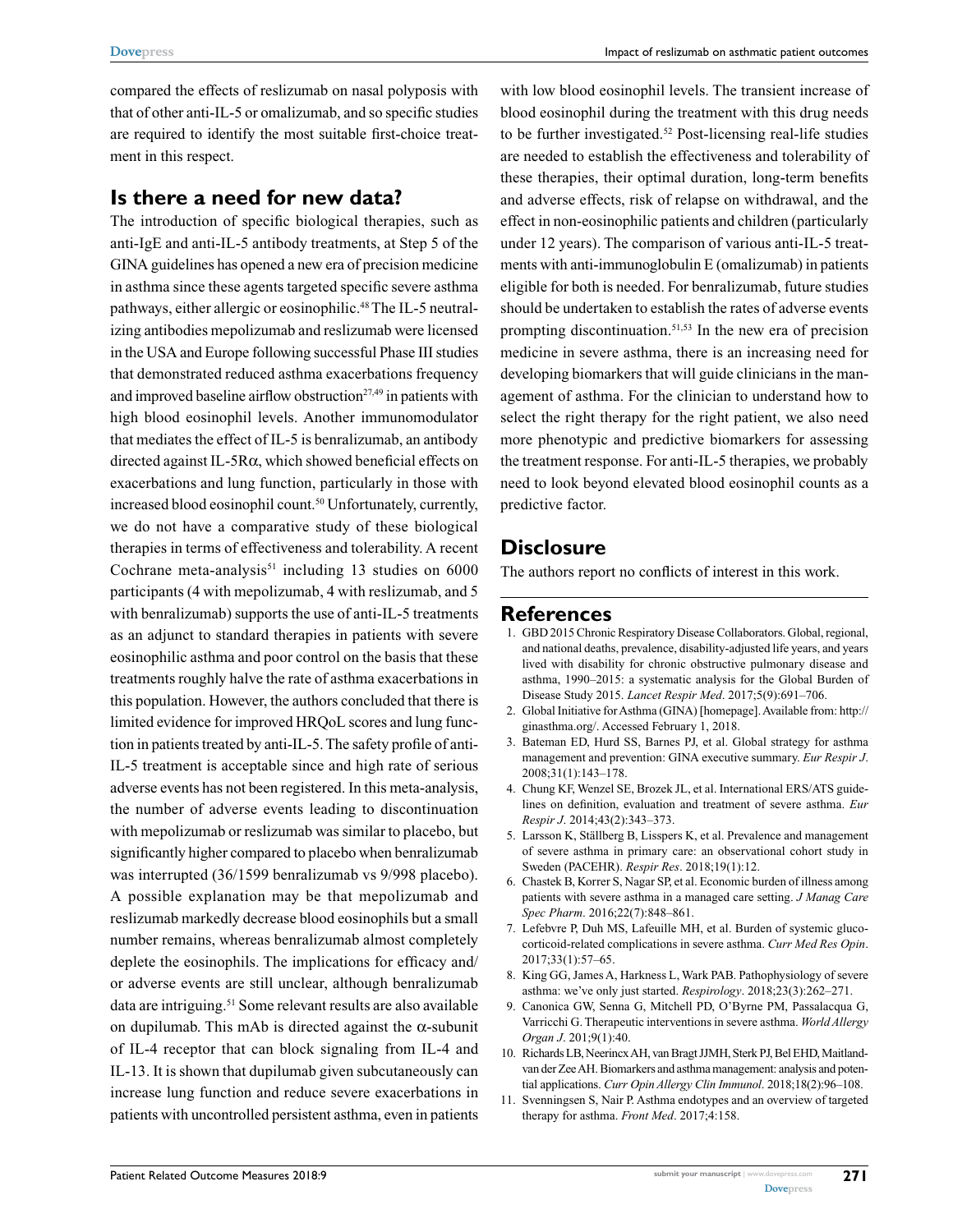compared the effects of reslizumab on nasal polyposis with that of other anti-IL-5 or omalizumab, and so specific studies are required to identify the most suitable first-choice treatment in this respect.

## Is there a need for new data?

The introduction of specific biological therapies, such as anti-IgE and anti-IL-5 antibody treatments, at Step 5 of the GINA guidelines has opened a new era of precision medicine in asthma since these agents targeted specific severe asthma pathways, either allergic or eosinophilic.[48] The IL-5 neutralizing antibodies mepolizumab and reslizumab were licensed in the USA and Europe following successful Phase III studies that demonstrated reduced asthma exacerbations frequency and improved baseline airflow obstruction[27,49] in patients with high blood eosinophil levels. Another immunomodulator that mediates the effect of IL-5 is benralizumab, an antibody directed against IL-5Rα, which showed beneficial effects on exacerbations and lung function, particularly in those with increased blood eosinophil count.[50] Unfortunately, currently, we do not have a comparative study of these biological therapies in terms of effectiveness and tolerability. A recent Cochrane meta-analysis[51] including 13 studies on 6000 participants (4 with mepolizumab, 4 with reslizumab, and 5 with benralizumab) supports the use of anti-IL-5 treatments as an adjunct to standard therapies in patients with severe eosinophilic asthma and poor control on the basis that these treatments roughly halve the rate of asthma exacerbations in this population. However, the authors concluded that there is limited evidence for improved HRQoL scores and lung function in patients treated by anti-IL-5. The safety profile of anti-IL-5 treatment is acceptable since and high rate of serious adverse events has not been registered. In this meta-analysis, the number of adverse events leading to discontinuation with mepolizumab or reslizumab was similar to placebo, but significantly higher compared to placebo when benralizumab was interrupted (36/1599 benralizumab vs 9/998 placebo). A possible explanation may be that mepolizumab and reslizumab markedly decrease blood eosinophils but a small number remains, whereas benralizumab almost completely deplete the eosinophils. The implications for efficacy and/or adverse events are still unclear, although benralizumab data are intriguing.[51] Some relevant results are also available on dupilumab. This mAb is directed against the α-subunit of IL-4 receptor that can block signaling from IL-4 and IL-13. It is shown that dupilumab given subcutaneously can increase lung function and reduce severe exacerbations in patients with uncontrolled persistent asthma, even in patients with low blood eosinophil levels. The transient increase of blood eosinophil during the treatment with this drug needs to be further investigated.[52] Post-licensing real-life studies are needed to establish the effectiveness and tolerability of these therapies, their optimal duration, long-term benefits and adverse effects, risk of relapse on withdrawal, and the effect in non-eosinophilic patients and children (particularly under 12 years). The comparison of various anti-IL-5 treatments with anti-immunoglobulin E (omalizumab) in patients eligible for both is needed. For benralizumab, future studies should be undertaken to establish the rates of adverse events prompting discontinuation.[51,53] In the new era of precision medicine in severe asthma, there is an increasing need for developing biomarkers that will guide clinicians in the management of asthma. For the clinician to understand how to select the right therapy for the right patient, we also need more phenotypic and predictive biomarkers for assessing the treatment response. For anti-IL-5 therapies, we probably need to look beyond elevated blood eosinophil counts as a predictive factor.

## Disclosure

The authors report no conflicts of interest in this work.

## References

1. GBD 2015 Chronic Respiratory Disease Collaborators. Global, regional, and national deaths, prevalence, disability-adjusted life years, and years lived with disability for chronic obstructive pulmonary disease and asthma, 1990–2015: a systematic analysis for the Global Burden of Disease Study 2015. *Lancet Respir Med*. 2017;5(9):691–706.
2. Global Initiative for Asthma (GINA) [homepage]. Available from: http://ginasthma.org/. Accessed February 1, 2018.
3. Bateman ED, Hurd SS, Barnes PJ, et al. Global strategy for asthma management and prevention: GINA executive summary. *Eur Respir J*. 2008;31(1):143–178.
4. Chung KF, Wenzel SE, Brozek JL, et al. International ERS/ATS guidelines on definition, evaluation and treatment of severe asthma. *Eur Respir J*. 2014;43(2):343–373.
5. Larsson K, Ställberg B, Lisspers K, et al. Prevalence and management of severe asthma in primary care: an observational cohort study in Sweden (PACEHR). *Respir Res*. 2018;19(1):12.
6. Chastek B, Korrer S, Nagar SP, et al. Economic burden of illness among patients with severe asthma in a managed care setting. *J Manag Care Spec Pharm*. 2016;22(7):848–861.
7. Lefebvre P, Duh MS, Lafeuille MH, et al. Burden of systemic glucocorticoid-related complications in severe asthma. *Curr Med Res Opin*. 2017;33(1):57–65.
8. King GG, James A, Harkness L, Wark PAB. Pathophysiology of severe asthma: we've only just started. *Respirology*. 2018;23(3):262–271.
9. Canonica GW, Senna G, Mitchell PD, O'Byrne PM, Passalacqua G, Varricchi G. Therapeutic interventions in severe asthma. *World Allergy Organ J*. 201;9(1):40.
10. Richards LB, Neerincx AH, van Bragt JJMH, Sterk PJ, Bel EHD, Maitland-van der Zee AH. Biomarkers and asthma management: analysis and potential applications. *Curr Opin Allergy Clin Immunol*. 2018;18(2):96–108.
11. Svenningsen S, Nair P. Asthma endotypes and an overview of targeted therapy for asthma. *Front Med*. 2017;4:158.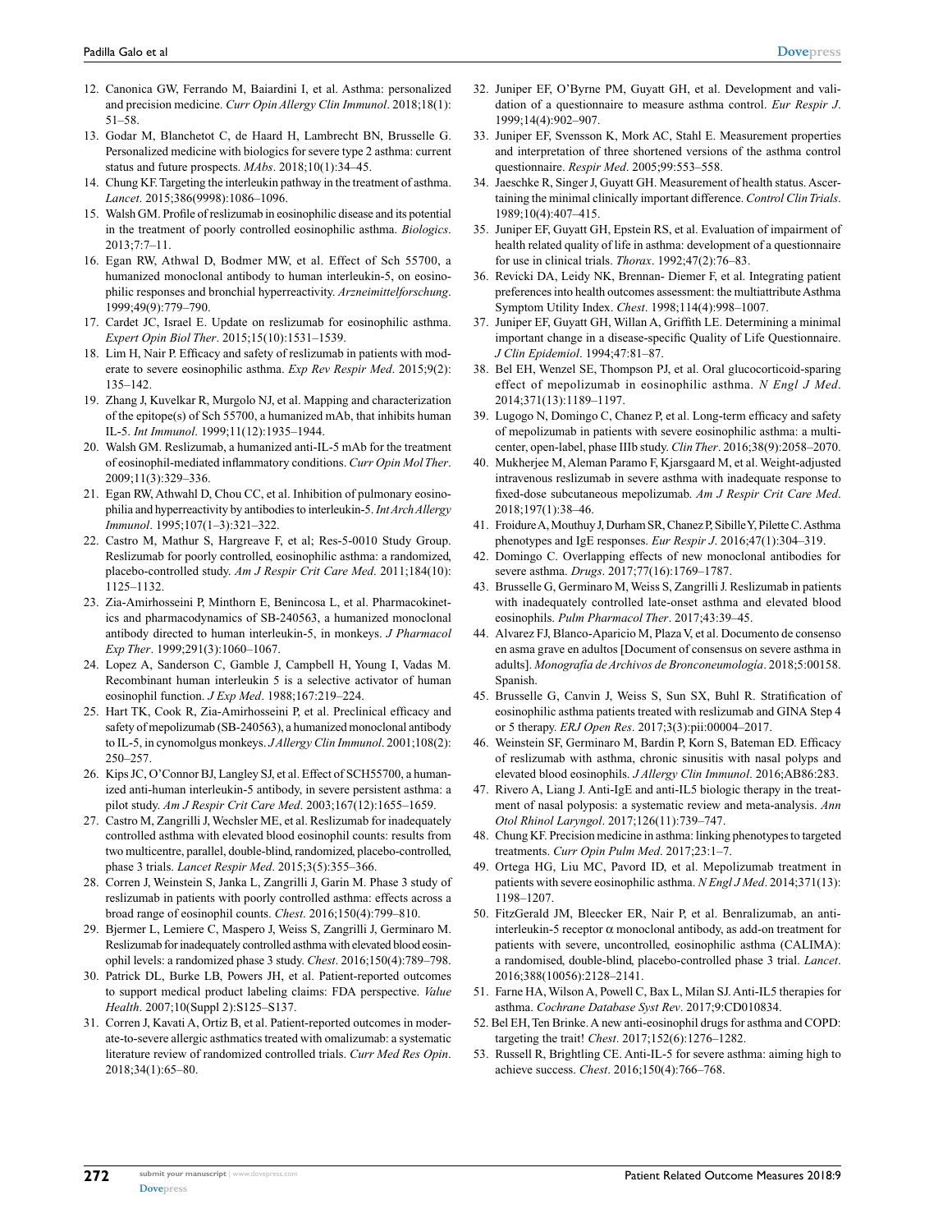12. Canonica GW, Ferrando M, Baiardini I, et al. Asthma: personalized and precision medicine. *Curr Opin Allergy Clin Immunol*. 2018;18(1): 51–58.
13. Godar M, Blanchetot C, de Haard H, Lambrecht BN, Brusselle G. Personalized medicine with biologics for severe type 2 asthma: current status and future prospects. *MAbs*. 2018;10(1):34–45.
14. Chung KF. Targeting the interleukin pathway in the treatment of asthma. *Lancet*. 2015;386(9998):1086–1096.
15. Walsh GM. Profile of reslizumab in eosinophilic disease and its potential in the treatment of poorly controlled eosinophilic asthma. *Biologics*. 2013;7:7–11.
16. Egan RW, Athwal D, Bodmer MW, et al. Effect of Sch 55700, a humanized monoclonal antibody to human interleukin-5, on eosinophilic responses and bronchial hyperreactivity. *Arzneimittelforschung*. 1999;49(9):779–790.
17. Cardet JC, Israel E. Update on reslizumab for eosinophilic asthma. *Expert Opin Biol Ther*. 2015;15(10):1531–1539.
18. Lim H, Nair P. Efficacy and safety of reslizumab in patients with moderate to severe eosinophilic asthma. *Exp Rev Respir Med*. 2015;9(2): 135–142.
19. Zhang J, Kuvelkar R, Murgolo NJ, et al. Mapping and characterization of the epitope(s) of Sch 55700, a humanized mAb, that inhibits human IL-5. *Int Immunol*. 1999;11(12):1935–1944.
20. Walsh GM. Reslizumab, a humanized anti-IL-5 mAb for the treatment of eosinophil-mediated inflammatory conditions. *Curr Opin Mol Ther*. 2009;11(3):329–336.
21. Egan RW, Athwahl D, Chou CC, et al. Inhibition of pulmonary eosinophilia and hyperreactivity by antibodies to interleukin-5. *Int Arch Allergy Immunol*. 1995;107(1–3):321–322.
22. Castro M, Mathur S, Hargreave F, et al; Res-5-0010 Study Group. Reslizumab for poorly controlled, eosinophilic asthma: a randomized, placebo-controlled study. *Am J Respir Crit Care Med*. 2011;184(10): 1125–1132.
23. Zia-Amirhosseini P, Minthorn E, Benincosa L, et al. Pharmacokinetics and pharmacodynamics of SB-240563, a humanized monoclonal antibody directed to human interleukin-5, in monkeys. *J Pharmacol Exp Ther*. 1999;291(3):1060–1067.
24. Lopez A, Sanderson C, Gamble J, Campbell H, Young I, Vadas M. Recombinant human interleukin 5 is a selective activator of human eosinophil function. *J Exp Med*. 1988;167:219–224.
25. Hart TK, Cook R, Zia-Amirhosseini P, et al. Preclinical efficacy and safety of mepolizumab (SB-240563), a humanized monoclonal antibody to IL-5, in cynomolgus monkeys. *J Allergy Clin Immunol*. 2001;108(2): 250–257.
26. Kips JC, O'Connor BJ, Langley SJ, et al. Effect of SCH55700, a humanized anti-human interleukin-5 antibody, in severe persistent asthma: a pilot study. *Am J Respir Crit Care Med*. 2003;167(12):1655–1659.
27. Castro M, Zangrilli J, Wechsler ME, et al. Reslizumab for inadequately controlled asthma with elevated blood eosinophil counts: results from two multicentre, parallel, double-blind, randomized, placebo-controlled, phase 3 trials. *Lancet Respir Med*. 2015;3(5):355–366.
28. Corren J, Weinstein S, Janka L, Zangrilli J, Garin M. Phase 3 study of reslizumab in patients with poorly controlled asthma: effects across a broad range of eosinophil counts. *Chest*. 2016;150(4):799–810.
29. Bjermer L, Lemiere C, Maspero J, Weiss S, Zangrilli J, Germinaro M. Reslizumab for inadequately controlled asthma with elevated blood eosinophil levels: a randomized phase 3 study. *Chest*. 2016;150(4):789–798.
30. Patrick DL, Burke LB, Powers JH, et al. Patient-reported outcomes to support medical product labeling claims: FDA perspective. *Value Health*. 2007;10(Suppl 2):S125–S137.
31. Corren J, Kavati A, Ortiz B, et al. Patient-reported outcomes in moderate-to-severe allergic asthmatics treated with omalizumab: a systematic literature review of randomized controlled trials. *Curr Med Res Opin*. 2018;34(1):65–80.
32. Juniper EF, O'Byrne PM, Guyatt GH, et al. Development and validation of a questionnaire to measure asthma control. *Eur Respir J*. 1999;14(4):902–907.
33. Juniper EF, Svensson K, Mork AC, Stahl E. Measurement properties and interpretation of three shortened versions of the asthma control questionnaire. *Respir Med*. 2005;99:553–558.
34. Jaeschke R, Singer J, Guyatt GH. Measurement of health status. Ascertaining the minimal clinically important difference. *Control Clin Trials*. 1989;10(4):407–415.
35. Juniper EF, Guyatt GH, Epstein RS, et al. Evaluation of impairment of health related quality of life in asthma: development of a questionnaire for use in clinical trials. *Thorax*. 1992;47(2):76–83.
36. Revicki DA, Leidy NK, Brennan- Diemer F, et al. Integrating patient preferences into health outcomes assessment: the multiattribute Asthma Symptom Utility Index. *Chest*. 1998;114(4):998–1007.
37. Juniper EF, Guyatt GH, Willan A, Griffith LE. Determining a minimal important change in a disease-specific Quality of Life Questionnaire. *J Clin Epidemiol*. 1994;47:81–87.
38. Bel EH, Wenzel SE, Thompson PJ, et al. Oral glucocorticoid-sparing effect of mepolizumab in eosinophilic asthma. *N Engl J Med*. 2014;371(13):1189–1197.
39. Lugogo N, Domingo C, Chanez P, et al. Long-term efficacy and safety of mepolizumab in patients with severe eosinophilic asthma: a multicenter, open-label, phase IIIb study. *Clin Ther*. 2016;38(9):2058–2070.
40. Mukherjee M, Aleman Paramo F, Kjarsgaard M, et al. Weight-adjusted intravenous reslizumab in severe asthma with inadequate response to fixed-dose subcutaneous mepolizumab. *Am J Respir Crit Care Med*. 2018;197(1):38–46.
41. Froidure A, Mouthuy J, Durham SR, Chanez P, Sibille Y, Pilette C. Asthma phenotypes and IgE responses. *Eur Respir J*. 2016;47(1):304–319.
42. Domingo C. Overlapping effects of new monoclonal antibodies for severe asthma. *Drugs*. 2017;77(16):1769–1787.
43. Brusselle G, Germinaro M, Weiss S, Zangrilli J. Reslizumab in patients with inadequately controlled late-onset asthma and elevated blood eosinophils. *Pulm Pharmacol Ther*. 2017;43:39–45.
44. Alvarez FJ, Blanco-Aparicio M, Plaza V, et al. Documento de consenso en asma grave en adultos [Document of consensus on severe asthma in adults]. *Monografía de Archivos de Bronconeumología*. 2018;5:00158. Spanish.
45. Brusselle G, Canvin J, Weiss S, Sun SX, Buhl R. Stratification of eosinophilic asthma patients treated with reslizumab and GINA Step 4 or 5 therapy. *ERJ Open Res*. 2017;3(3):pii:00004–2017.
46. Weinstein SF, Germinaro M, Bardin P, Korn S, Bateman ED. Efficacy of reslizumab with asthma, chronic sinusitis with nasal polyps and elevated blood eosinophils. *J Allergy Clin Immunol*. 2016;AB86:283.
47. Rivero A, Liang J. Anti-IgE and anti-IL5 biologic therapy in the treatment of nasal polyposis: a systematic review and meta-analysis. *Ann Otol Rhinol Laryngol*. 2017;126(11):739–747.
48. Chung KF. Precision medicine in asthma: linking phenotypes to targeted treatments. *Curr Opin Pulm Med*. 2017;23:1–7.
49. Ortega HG, Liu MC, Pavord ID, et al. Mepolizumab treatment in patients with severe eosinophilic asthma. *N Engl J Med*. 2014;371(13): 1198–1207.
50. FitzGerald JM, Bleecker ER, Nair P, et al. Benralizumab, an anti-interleukin-5 receptor α monoclonal antibody, as add-on treatment for patients with severe, uncontrolled, eosinophilic asthma (CALIMA): a randomised, double-blind, placebo-controlled phase 3 trial. *Lancet*. 2016;388(10056):2128–2141.
51. Farne HA, Wilson A, Powell C, Bax L, Milan SJ. Anti-IL5 therapies for asthma. *Cochrane Database Syst Rev*. 2017;9:CD010834.
52. Bel EH, Ten Brinke. A new anti-eosinophil drugs for asthma and COPD: targeting the trait! *Chest*. 2017;152(6):1276–1282.
53. Russell R, Brightling CE. Anti-IL-5 for severe asthma: aiming high to achieve success. *Chest*. 2016;150(4):766–768.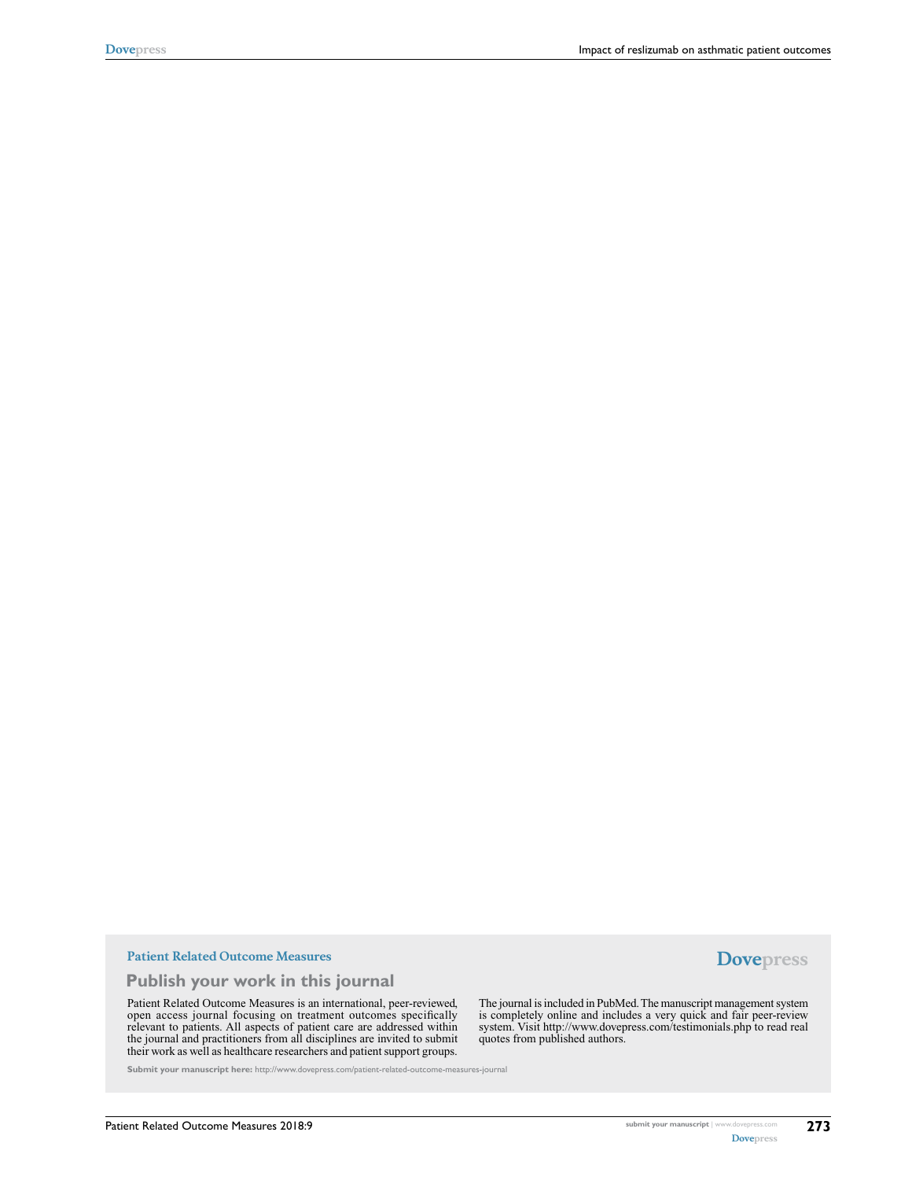**Patient Related Outcome Measures**

**Dovepress**

## Publish your work in this journal

Patient Related Outcome Measures is an international, peer-reviewed, open access journal focusing on treatment outcomes specifically relevant to patients. All aspects of patient care are addressed within the journal and practitioners from all disciplines are invited to submit their work as well as healthcare researchers and patient support groups. The journal is included in PubMed. The manuscript management system is completely online and includes a very quick and fair peer-review system. Visit http://www.dovepress.com/testimonials.php to read real quotes from published authors.

**Submit your manuscript here:** http://www.dovepress.com/patient-related-outcome-measures-journal